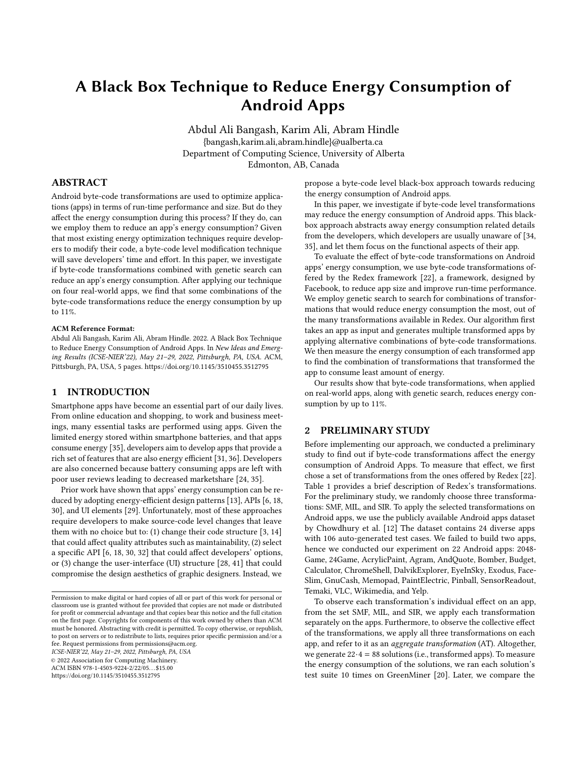# A Black Box Technique to Reduce Energy Consumption of Android Apps

Abdul Ali Bangash, Karim Ali, Abram Hindle

{bangash,karim.ali,abram.hindle}@ualberta.ca

Department of Computing Science, University of Alberta

Edmonton, AB, Canada

## ABSTRACT

Android byte-code transformations are used to optimize applications (apps) in terms of run-time performance and size. But do they affect the energy consumption during this process? If they do, can we employ them to reduce an app's energy consumption? Given that most existing energy optimization techniques require developers to modify their code, a byte-code level modification technique will save developers' time and effort. In this paper, we investigate if byte-code transformations combined with genetic search can reduce an app's energy consumption. After applying our technique on four real-world apps, we find that some combinations of the byte-code transformations reduce the energy consumption by up to 11%.

**ACM Reference Format:**

Abdul Ali Bangash, Karim Ali, Abram Hindle. 2022. A Black Box Technique to Reduce Energy Consumption of Android Apps. In *New Ideas and Emerging Results (ICSE-NIER'22), May 21–29, 2022, Pittsburgh, PA, USA.* ACM, Pittsburgh, PA, USA, 5 pages. https://doi.org/10.1145/3510455.3512795

## 1 INTRODUCTION

Smartphone apps have become an essential part of our daily lives. From online education and shopping, to work and business meetings, many essential tasks are performed using apps. Given the limited energy stored within smartphone batteries, and that apps consume energy [35], developers aim to develop apps that provide a rich set of features that are also energy efficient [31, 36]. Developers are also concerned because battery consuming apps are left with poor user reviews leading to decreased marketshare [24, 35].

Prior work have shown that apps' energy consumption can be reduced by adopting energy-efficient design patterns [13], APIs [6, 18, 30], and UI elements [29]. Unfortunately, most of these approaches require developers to make source-code level changes that leave them with no choice but to: (1) change their code structure [3, 14] that could affect quality attributes such as maintainability, (2) select a specific API [6, 18, 30, 32] that could affect developers' options, or (3) change the user-interface (UI) structure [28, 41] that could compromise the design aesthetics of graphic designers. Instead, we propose a byte-code level black-box approach towards reducing the energy consumption of Android apps.

In this paper, we investigate if byte-code level transformations may reduce the energy consumption of Android apps. This black-box approach abstracts away energy consumption related details from the developers, which developers are usually unaware of [34, 35], and let them focus on the functional aspects of their app.

To evaluate the effect of byte-code transformations on Android apps' energy consumption, we use byte-code transformations offered by the Redex framework [22], a framework, designed by Facebook, to reduce app size and improve run-time performance. We employ genetic search to search for combinations of transformations that would reduce energy consumption the most, out of the many transformations available in Redex. Our algorithm first takes an app as input and generates multiple transformed apps by applying alternative combinations of byte-code transformations. We then measure the energy consumption of each transformed app to find the combination of transformations that transformed the app to consume least amount of energy.

Our results show that byte-code transformations, when applied on real-world apps, along with genetic search, reduces energy consumption by up to 11%.

## 2 PRELIMINARY STUDY

Before implementing our approach, we conducted a preliminary study to find out if byte-code transformations affect the energy consumption of Android Apps. To measure that effect, we first chose a set of transformations from the ones offered by Redex [22]. Table 1 provides a brief description of Redex's transformations. For the preliminary study, we randomly choose three transformations: SMF, MIL, and SIR. To apply the selected transformations on Android apps, we use the publicly available Android apps dataset by Chowdhury et al. [12] The dataset contains 24 diverse apps with 106 auto-generated test cases. We failed to build two apps, hence we conducted our experiment on 22 Android apps: 2048-Game, 24Game, AcrylicPaint, Agram, AndQuote, Bomber, Budget, Calculator, ChromeShell, DalvikExplorer, EyeInSky, Exodus, FaceSlim, GnuCash, Memopad, PaintElectric, Pinball, SensorReadout, Temaki, VLC, Wikimedia, and Yelp.

To observe each transformation's individual effect on an app, from the set SMF, MIL, and SIR, we apply each transformation separately on the apps. Furthermore, to observe the collective effect of the transformations, we apply all three transformations on each app, and refer to it as an *aggregate transformation* (AT). Altogether, we generate $22 \cdot 4 = 88$ solutions (i.e., transformed apps). To measure the energy consumption of the solutions, we ran each solution's test suite 10 times on GreenMiner [20]. Later, we compare the

---

Permission to make digital or hard copies of all or part of this work for personal or classroom use is granted without fee provided that copies are not made or distributed for profit or commercial advantage and that copies bear this notice and the full citation on the first page. Copyrights for components of this work owned by others than ACM must be honored. Abstracting with credit is permitted. To copy otherwise, or republish, to post on servers or to redistribute to lists, requires prior specific permission and/or a fee. Request permissions from permissions@acm.org.

ICSE-NIER'22, May 21–29, 2022, Pittsburgh, PA, USA

© 2022 Association for Computing Machinery.

ACM ISBN 978-1-4503-9224-2/22/05…$15.00

https://doi.org/10.1145/3510455.3512795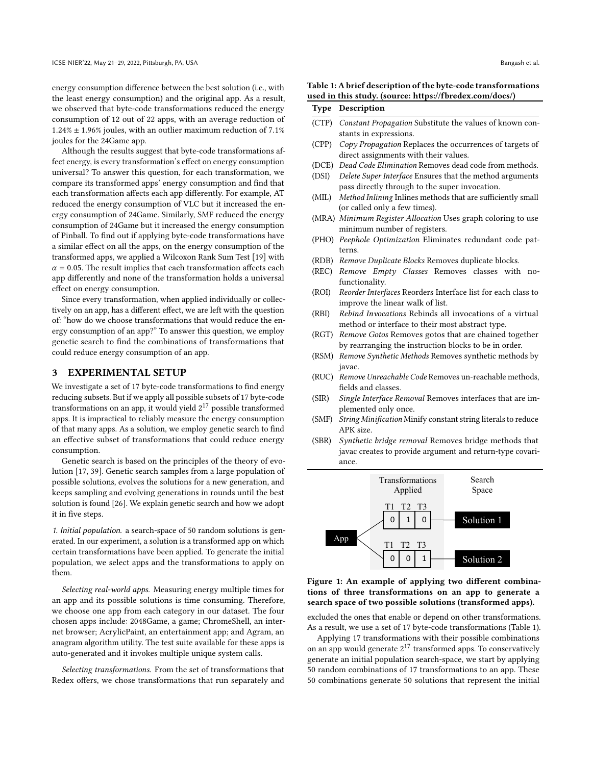energy consumption difference between the best solution (i.e., with the least energy consumption) and the original app. As a result, we observed that byte-code transformations reduced the energy consumption of 12 out of 22 apps, with an average reduction of $1.24\% \pm 1.96\%$ joules, with an outlier maximum reduction of 7.1% joules for the 24Game app.

Although the results suggest that byte-code transformations affect energy, is every transformation's effect on energy consumption universal? To answer this question, for each transformation, we compare its transformed apps' energy consumption and find that each transformation affects each app differently. For example, AT reduced the energy consumption of VLC but it increased the energy consumption of 24Game. Similarly, SMF reduced the energy consumption of 24Game but it increased the energy consumption of Pinball. To find out if applying byte-code transformations have a similar effect on all the apps, on the energy consumption of the transformed apps, we applied a Wilcoxon Rank Sum Test [19] with $\alpha = 0.05$. The result implies that each transformation affects each app differently and none of the transformation holds a universal effect on energy consumption.

Since every transformation, when applied individually or collectively on an app, has a different effect, we are left with the question of: "how do we choose transformations that would reduce the energy consumption of an app?" To answer this question, we employ genetic search to find the combinations of transformations that could reduce energy consumption of an app.

## 3 EXPERIMENTAL SETUP

We investigate a set of 17 byte-code transformations to find energy reducing subsets. But if we apply all possible subsets of 17 byte-code transformations on an app, it would yield $2^{17}$ possible transformed apps. It is impractical to reliably measure the energy consumption of that many apps. As a solution, we employ genetic search to find an effective subset of transformations that could reduce energy consumption.

Genetic search is based on the principles of the theory of evolution [17, 39]. Genetic search samples from a large population of possible solutions, evolves the solutions for a new generation, and keeps sampling and evolving generations in rounds until the best solution is found [26]. We explain genetic search and how we adopt it in five steps.

*1. Initial population.* a search-space of 50 random solutions is generated. In our experiment, a solution is a transformed app on which certain transformations have been applied. To generate the initial population, we select apps and the transformations to apply on them.

*Selecting real-world apps.* Measuring energy multiple times for an app and its possible solutions is time consuming. Therefore, we choose one app from each category in our dataset. The four chosen apps include: 2048Game, a game; ChromeShell, an internet browser; AcrylicPaint, an entertainment app; and Agram, an anagram algorithm utility. The test suite available for these apps is auto-generated and it invokes multiple unique system calls.

*Selecting transformations.* From the set of transformations that Redex offers, we chose transformations that run separately and excluded the ones that enable or depend on other transformations. As a result, we use a set of 17 byte-code transformations (Table 1).

Applying 17 transformations with their possible combinations on an app would generate $2^{17}$ transformed apps. To conservatively generate an initial population search-space, we start by applying 50 random combinations of 17 transformations to an app. These 50 combinations generate 50 solutions that represent the initial

**Table 1: A brief description of the byte-code transformations used in this study. (source: https://fbredex.com/docs/)**

| Type | Description |
|---|---|
| (CTP) | *Constant Propagation* Substitute the values of known constants in expressions. |
| (CPP) | *Copy Propagation* Replaces the occurrences of targets of direct assignments with their values. |
| (DCE) | *Dead Code Elimination* Removes dead code from methods. |
| (DSI) | *Delete Super Interface* Ensures that the method arguments pass directly through to the super invocation. |
| (MIL) | *Method Inlining* Inlines methods that are sufficiently small (or called only a few times). |
| (MRA) | *Minimum Register Allocation* Uses graph coloring to use minimum number of registers. |
| (PHO) | *Peephole Optimization* Eliminates redundant code patterns. |
| (RDB) | *Remove Duplicate Blocks* Removes duplicate blocks. |
| (REC) | *Remove Empty Classes* Removes classes with no-functionality. |
| (ROI) | *Reorder Interfaces* Reorders Interface list for each class to improve the linear walk of list. |
| (RBI) | *Rebind Invocations* Rebinds all invocations of a virtual method or interface to their most abstract type. |
| (RGT) | *Remove Gotos* Removes gotos that are chained together by rearranging the instruction blocks to be in order. |
| (RSM) | *Remove Synthetic Methods* Removes synthetic methods by javac. |
| (RUC) | *Remove Unreachable Code* Removes un-reachable methods, fields and classes. |
| (SIR) | *Single Interface Removal* Removes interfaces that are implemented only once. |
| (SMF) | *String Minification* Minify constant string literals to reduce APK size. |
| (SBR) | *Synthetic bridge removal* Removes bridge methods that javac creates to provide argument and return-type covariance. |

| Transformations Applied | | | Search Space |
|---|---|---|---|
| T1 | T2 | T3 | |
| 0 | 1 | 0 | Solution 1 |
| 0 | 0 | 1 | Solution 2 |

(App → Solution 1, App → Solution 2)

**Figure 1: An example of applying two different combinations of three transformations on an app to generate a search space of two possible solutions (transformed apps).**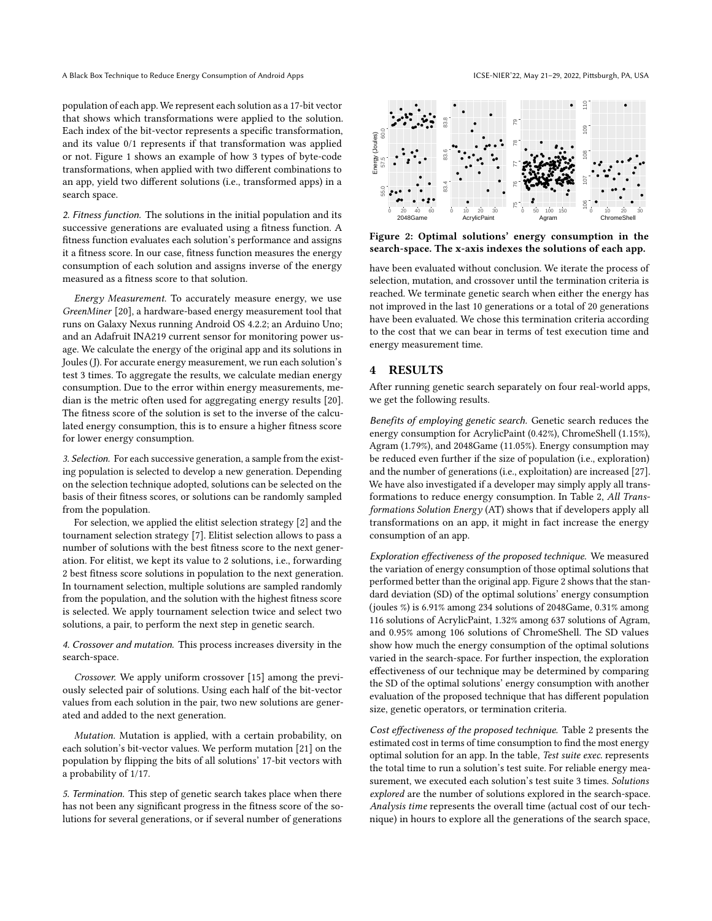population of each app. We represent each solution as a 17-bit vector that shows which transformations were applied to the solution. Each index of the bit-vector represents a specific transformation, and its value 0/1 represents if that transformation was applied or not. Figure 1 shows an example of how 3 types of byte-code transformations, when applied with two different combinations to an app, yield two different solutions (i.e., transformed apps) in a search space.

*2. Fitness function.* The solutions in the initial population and its successive generations are evaluated using a fitness function. A fitness function evaluates each solution's performance and assigns it a fitness score. In our case, fitness function measures the energy consumption of each solution and assigns inverse of the energy measured as a fitness score to that solution.

*Energy Measurement.* To accurately measure energy, we use *GreenMiner* [20], a hardware-based energy measurement tool that runs on Galaxy Nexus running Android OS 4.2.2; an Arduino Uno; and an Adafruit INA219 current sensor for monitoring power usage. We calculate the energy of the original app and its solutions in Joules (J). For accurate energy measurement, we run each solution's test 3 times. To aggregate the results, we calculate median energy consumption. Due to the error within energy measurements, median is the metric often used for aggregating energy results [20]. The fitness score of the solution is set to the inverse of the calculated energy consumption, this is to ensure a higher fitness score for lower energy consumption.

*3. Selection.* For each successive generation, a sample from the existing population is selected to develop a new generation. Depending on the selection technique adopted, solutions can be selected on the basis of their fitness scores, or solutions can be randomly sampled from the population.

For selection, we applied the elitist selection strategy [2] and the tournament selection strategy [7]. Elitist selection allows to pass a number of solutions with the best fitness score to the next generation. For elitist, we kept its value to 2 solutions, i.e., forwarding 2 best fitness score solutions in population to the next generation. In tournament selection, multiple solutions are sampled randomly from the population, and the solution with the highest fitness score is selected. We apply tournament selection twice and select two solutions, a pair, to perform the next step in genetic search.

*4. Crossover and mutation.* This process increases diversity in the search-space.

*Crossover.* We apply uniform crossover [15] among the previously selected pair of solutions. Using each half of the bit-vector values from each solution in the pair, two new solutions are generated and added to the next generation.

*Mutation.* Mutation is applied, with a certain probability, on each solution's bit-vector values. We perform mutation [21] on the population by flipping the bits of all solutions' 17-bit vectors with a probability of 1/17.

*5. Termination.* This step of genetic search takes place when there has not been any significant progress in the fitness score of the solutions for several generations, or if several number of generations have been evaluated without conclusion. We iterate the process of selection, mutation, and crossover until the termination criteria is reached. We terminate genetic search when either the energy has not improved in the last 10 generations or a total of 20 generations have been evaluated. We chose this termination criteria according to the cost that we can bear in terms of test execution time and energy measurement time.

**Figure 2: Optimal solutions' energy consumption in the search-space. The x-axis indexes the solutions of each app.**

## 4 RESULTS

After running genetic search separately on four real-world apps, we get the following results.

*Benefits of employing genetic search.* Genetic search reduces the energy consumption for AcrylicPaint (0.42%), ChromeShell (1.15%), Agram (1.79%), and 2048Game (11.05%). Energy consumption may be reduced even further if the size of population (i.e., exploration) and the number of generations (i.e., exploitation) are increased [27]. We have also investigated if a developer may simply apply all transformations to reduce energy consumption. In Table 2, *All Transformations Solution Energy* (AT) shows that if developers apply all transformations on an app, it might in fact increase the energy consumption of an app.

*Exploration effectiveness of the proposed technique.* We measured the variation of energy consumption of those optimal solutions that performed better than the original app. Figure 2 shows that the standard deviation (SD) of the optimal solutions' energy consumption (joules %) is 6.91% among 234 solutions of 2048Game, 0.31% among 116 solutions of AcrylicPaint, 1.32% among 637 solutions of Agram, and 0.95% among 106 solutions of ChromeShell. The SD values show how much the energy consumption of the optimal solutions varied in the search-space. For further inspection, the exploration effectiveness of our technique may be determined by comparing the SD of the optimal solutions' energy consumption with another evaluation of the proposed technique that has different population size, genetic operators, or termination criteria.

*Cost effectiveness of the proposed technique.* Table 2 presents the estimated cost in terms of time consumption to find the most energy optimal solution for an app. In the table, *Test suite exec.* represents the total time to run a solution's test suite. For reliable energy measurement, we executed each solution's test suite 3 times. *Solutions explored* are the number of solutions explored in the search-space. *Analysis time* represents the overall time (actual cost of our technique) in hours to explore all the generations of the search space,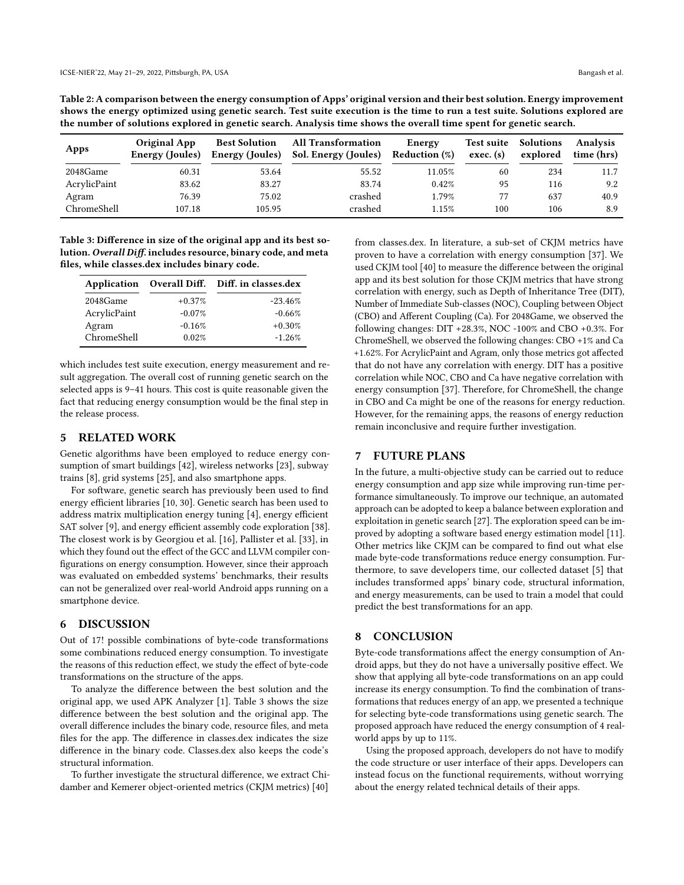Table 2: A comparison between the energy consumption of Apps' original version and their best solution. Energy improvement shows the energy optimized using genetic search. Test suite execution is the time to run a test suite. Solutions explored are the number of solutions explored in genetic search. Analysis time shows the overall time spent for genetic search.

| Apps | Original App Energy (Joules) | Best Solution Energy (Joules) | All Transformation Sol. Energy (Joules) | Energy Reduction (%) | Test suite exec. (s) | Solutions explored | Analysis time (hrs) |
|---|---|---|---|---|---|---|---|
| 2048Game | 60.31 | 53.64 | 55.52 | 11.05% | 60 | 234 | 11.7 |
| AcrylicPaint | 83.62 | 83.27 | 83.74 | 0.42% | 95 | 116 | 9.2 |
| Agram | 76.39 | 75.02 | crashed | 1.79% | 77 | 637 | 40.9 |
| ChromeShell | 107.18 | 105.95 | crashed | 1.15% | 100 | 106 | 8.9 |

Table 3: Difference in size of the original app and its best solution. *Overall Diff.* includes resource, binary code, and meta files, while classes.dex includes binary code.

| Application | Overall Diff. | Diff. in classes.dex |
|---|---|---|
| 2048Game | +0.37% | -23.46% |
| AcrylicPaint | -0.07% | -0.66% |
| Agram | -0.16% | +0.30% |
| ChromeShell | 0.02% | -1.26% |

which includes test suite execution, energy measurement and result aggregation. The overall cost of running genetic search on the selected apps is 9–41 hours. This cost is quite reasonable given the fact that reducing energy consumption would be the final step in the release process.

## 5 RELATED WORK

Genetic algorithms have been employed to reduce energy consumption of smart buildings [42], wireless networks [23], subway trains [8], grid systems [25], and also smartphone apps.

For software, genetic search has previously been used to find energy efficient libraries [10, 30]. Genetic search has been used to address matrix multiplication energy tuning [4], energy efficient SAT solver [9], and energy efficient assembly code exploration [38]. The closest work is by Georgiou et al. [16], Pallister et al. [33], in which they found out the effect of the GCC and LLVM compiler configurations on energy consumption. However, since their approach was evaluated on embedded systems' benchmarks, their results can not be generalized over real-world Android apps running on a smartphone device.

## 6 DISCUSSION

Out of 17! possible combinations of byte-code transformations some combinations reduced energy consumption. To investigate the reasons of this reduction effect, we study the effect of byte-code transformations on the structure of the apps.

To analyze the difference between the best solution and the original app, we used APK Analyzer [1]. Table 3 shows the size difference between the best solution and the original app. The overall difference includes the binary code, resource files, and meta files for the app. The difference in classes.dex indicates the size difference in the binary code. Classes.dex also keeps the code's structural information.

To further investigate the structural difference, we extract Chidamber and Kemerer object-oriented metrics (CKJM metrics) [40] from classes.dex. In literature, a sub-set of CKJM metrics have proven to have a correlation with energy consumption [37]. We used CKJM tool [40] to measure the difference between the original app and its best solution for those CKJM metrics that have strong correlation with energy, such as Depth of Inheritance Tree (DIT), Number of Immediate Sub-classes (NOC), Coupling between Object (CBO) and Afferent Coupling (Ca). For 2048Game, we observed the following changes: DIT +28.3%, NOC -100% and CBO +0.3%. For ChromeShell, we observed the following changes: CBO +1% and Ca +1.62%. For AcrylicPaint and Agram, only those metrics got affected that do not have any correlation with energy. DIT has a positive correlation while NOC, CBO and Ca have negative correlation with energy consumption [37]. Therefore, for ChromeShell, the change in CBO and Ca might be one of the reasons for energy reduction. However, for the remaining apps, the reasons of energy reduction remain inconclusive and require further investigation.

## 7 FUTURE PLANS

In the future, a multi-objective study can be carried out to reduce energy consumption and app size while improving run-time performance simultaneously. To improve our technique, an automated approach can be adopted to keep a balance between exploration and exploitation in genetic search [27]. The exploration speed can be improved by adopting a software based energy estimation model [11]. Other metrics like CKJM can be compared to find out what else made byte-code transformations reduce energy consumption. Furthermore, to save developers time, our collected dataset [5] that includes transformed apps' binary code, structural information, and energy measurements, can be used to train a model that could predict the best transformations for an app.

## 8 CONCLUSION

Byte-code transformations affect the energy consumption of Android apps, but they do not have a universally positive effect. We show that applying all byte-code transformations on an app could increase its energy consumption. To find the combination of transformations that reduces energy of an app, we presented a technique for selecting byte-code transformations using genetic search. The proposed approach have reduced the energy consumption of 4 real-world apps by up to 11%.

Using the proposed approach, developers do not have to modify the code structure or user interface of their apps. Developers can instead focus on the functional requirements, without worrying about the energy related technical details of their apps.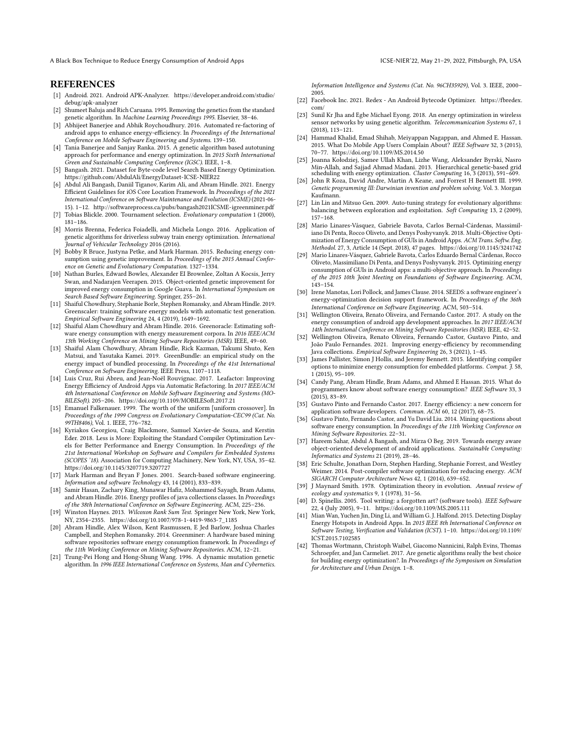## REFERENCES

[1] Android. 2021. Android APK-Analyzer. https://developer.android.com/studio/debug/apk-analyzer

[2] Shumeet Baluja and Rich Caruana. 1995. Removing the genetics from the standard genetic algorithm. In *Machine Learning Proceedings 1995*. Elsevier, 38–46.

[3] Abhijeet Banerjee and Abhik Roychoudhury. 2016. Automated re-factoring of android apps to enhance energy-efficiency. In *Proceedings of the International Conference on Mobile Software Engineering and Systems*. 139–150.

[4] Tania Banerjee and Sanjay Ranka. 2015. A genetic algorithm based autotuning approach for performance and energy optimization. In *2015 Sixth International Green and Sustainable Computing Conference (IGSC)*. IEEE, 1–8.

[5] Bangash. 2021. Dataset for Byte-code level Search Based Energy Optimization. https://github.com/AbdulAli/EnergyDataset-ICSE-NIER22

[6] Abdul Ali Bangash, Daniil Tiganov, Karim Ali, and Abram Hindle. 2021. Energy Efficient Guidelines for iOS Core Location Framework. In *Proceedings of the 2021 International Conference on Software Maintenance and Evolution (ICSME)* (2021-06-15). 1–12. http://softwareprocess.ca/pubs/bangash2021ICSME-igreenminer.pdf

[7] Tobias Blickle. 2000. Tournament selection. *Evolutionary computation* 1 (2000), 181–186.

[8] Morris Brenna, Federica Foiadelli, and Michela Longo. 2016. Application of genetic algorithms for driverless subway train energy optimization. *International Journal of Vehicular Technology* 2016 (2016).

[9] Bobby R Bruce, Justyna Petke, and Mark Harman. 2015. Reducing energy consumption using genetic improvement. In *Proceedings of the 2015 Annual Conference on Genetic and Evolutionary Computation*. 1327–1334.

[10] Nathan Burles, Edward Bowles, Alexander EI Brownlee, Zoltan A Kocsis, Jerry Swan, and Nadarajen Veerapen. 2015. Object-oriented genetic improvement for improved energy consumption in Google Guava. In *International Symposium on Search Based Software Engineering*. Springer, 255–261.

[11] Shaiful Chowdhury, Stephanie Borle, Stephen Romansky, and Abram Hindle. 2019. Greenscaler: training software energy models with automatic test generation. *Empirical Software Engineering* 24, 4 (2019), 1649–1692.

[12] Shaiful Alam Chowdhury and Abram Hindle. 2016. Greenoracle: Estimating software energy consumption with energy measurement corpora. In *2016 IEEE/ACM 13th Working Conference on Mining Software Repositories (MSR)*. IEEE, 49–60.

[13] Shaiful Alam Chowdhury, Abram Hindle, Rick Kazman, Takumi Shuto, Ken Matsui, and Yasutaka Kamei. 2019. GreenBundle: an empirical study on the energy impact of bundled processing. In *Proceedings of the 41st International Conference on Software Engineering*. IEEE Press, 1107–1118.

[14] Luis Cruz, Rui Abreu, and Jean-Noël Rouvignac. 2017. Leafactor: Improving Energy Efficiency of Android Apps via Automatic Refactoring. In *2017 IEEE/ACM 4th International Conference on Mobile Software Engineering and Systems (MOBILESoft)*. 205–206. https://doi.org/10.1109/MOBILESoft.2017.21

[15] Emanuel Falkenauer. 1999. The worth of the uniform [uniform crossover]. In *Proceedings of the 1999 Congress on Evolutionary Computation-CEC99 (Cat. No. 99TH8406)*, Vol. 1. IEEE, 776–782.

[16] Kyriakos Georgiou, Craig Blackmore, Samuel Xavier-de Souza, and Kerstin Eder. 2018. Less is More: Exploiting the Standard Compiler Optimization Levels for Better Performance and Energy Consumption. In *Proceedings of the 21st International Workshop on Software and Compilers for Embedded Systems (SCOPES '18)*. Association for Computing Machinery, New York, NY, USA, 35–42. https://doi.org/10.1145/3207719.3207727

[17] Mark Harman and Bryan F Jones. 2001. Search-based software engineering. *Information and software Technology* 43, 14 (2001), 833–839.

[18] Samir Hasan, Zachary King, Munawar Hafiz, Mohammed Sayagh, Bram Adams, and Abram Hindle. 2016. Energy profiles of java collections classes. In *Proceedings of the 38th International Conference on Software Engineering*. ACM, 225–236.

[19] Winston Haynes. 2013. *Wilcoxon Rank Sum Test*. Springer New York, New York, NY, 2354–2355. https://doi.org/10.1007/978-1-4419-9863-7_1185

[20] Abram Hindle, Alex Wilson, Kent Rasmussen, E Jed Barlow, Joshua Charles Campbell, and Stephen Romansky. 2014. Greenminer: A hardware based mining software repositories software energy consumption framework. In *Proceedings of the 11th Working Conference on Mining Software Repositories*. ACM, 12–21.

[21] Tzung-Pei Hong and Hong-Shung Wang. 1996. A dynamic mutation genetic algorithm. In *1996 IEEE International Conference on Systems, Man and Cybernetics. Information Intelligence and Systems (Cat. No. 96CH35929)*, Vol. 3. IEEE, 2000–2005.

[22] Facebook Inc. 2021. Redex - An Android Bytecode Optimizer. https://fbredex.com/

[23] Sunil Kr Jha and Egbe Michael Eyong. 2018. An energy optimization in wireless sensor networks by using genetic algorithm. *Telecommunication Systems* 67, 1 (2018), 113–121.

[24] Hammad Khalid, Emad Shihab, Meiyappan Nagappan, and Ahmed E. Hassan. 2015. What Do Mobile App Users Complain About? *IEEE Software* 32, 3 (2015), 70–77. https://doi.org/10.1109/MS.2014.50

[25] Joanna Kołodziej, Samee Ullah Khan, Lizhe Wang, Aleksander Byrski, Nasro Min-Allah, and Sajjad Ahmad Madani. 2013. Hierarchical genetic-based grid scheduling with energy optimization. *Cluster Computing* 16, 3 (2013), 591–609.

[26] John R Koza, David Andre, Martin A Keane, and Forrest H Bennett III. 1999. *Genetic programming III: Darwinian invention and problem solving*. Vol. 3. Morgan Kaufmann.

[27] Lin Lin and Mitsuo Gen. 2009. Auto-tuning strategy for evolutionary algorithms: balancing between exploration and exploitation. *Soft Computing* 13, 2 (2009), 157–168.

[28] Mario Linares-Vásquez, Gabriele Bavota, Carlos Bernal-Cárdenas, Massimiliano Di Penta, Rocco Oliveto, and Denys Poshyvanyk. 2018. Multi-Objective Optimization of Energy Consumption of GUIs in Android Apps. *ACM Trans. Softw. Eng. Methodol.* 27, 3, Article 14 (Sept. 2018), 47 pages. https://doi.org/10.1145/3241742

[29] Mario Linares-Vásquez, Gabriele Bavota, Carlos Eduardo Bernal Cárdenas, Rocco Oliveto, Massimiliano Di Penta, and Denys Poshyvanyk. 2015. Optimizing energy consumption of GUIs in Android apps: a multi-objective approach. In *Proceedings of the 2015 10th Joint Meeting on Foundations of Software Engineering*. ACM, 143–154.

[30] Irene Manotas, Lori Pollock, and James Clause. 2014. SEEDS: a software engineer's energy-optimization decision support framework. In *Proceedings of the 36th International Conference on Software Engineering*. ACM, 503–514.

[31] Wellington Oliveira, Renato Oliveira, and Fernando Castor. 2017. A study on the energy consumption of android app development approaches. In *2017 IEEE/ACM 14th International Conference on Mining Software Repositories (MSR)*. IEEE, 42–52.

[32] Wellington Oliveira, Renato Oliveira, Fernando Castor, Gustavo Pinto, and João Paulo Fernandes. 2021. Improving energy-efficiency by recommending Java collections. *Empirical Software Engineering* 26, 3 (2021), 1–45.

[33] James Pallister, Simon J Hollis, and Jeremy Bennett. 2015. Identifying compiler options to minimize energy consumption for embedded platforms. *Comput. J.* 58, 1 (2015), 95–109.

[34] Candy Pang, Abram Hindle, Bram Adams, and Ahmed E Hassan. 2015. What do programmers know about software energy consumption? *IEEE Software* 33, 3 (2015), 83–89.

[35] Gustavo Pinto and Fernando Castor. 2017. Energy efficiency: a new concern for application software developers. *Commun. ACM* 60, 12 (2017), 68–75.

[36] Gustavo Pinto, Fernando Castor, and Yu David Liu. 2014. Mining questions about software energy consumption. In *Proceedings of the 11th Working Conference on Mining Software Repositories*. 22–31.

[37] Hareem Sahar, Abdul A Bangash, and Mirza O Beg. 2019. Towards energy aware object-oriented development of android applications. *Sustainable Computing: Informatics and Systems* 21 (2019), 28–46.

[38] Eric Schulte, Jonathan Dorn, Stephen Harding, Stephanie Forrest, and Westley Weimer. 2014. Post-compiler software optimization for reducing energy. *ACM SIGARCH Computer Architecture News* 42, 1 (2014), 639–652.

[39] J Maynard Smith. 1978. Optimization theory in evolution. *Annual review of ecology and systematics* 9, 1 (1978), 31–56.

[40] D. Spinellis. 2005. Tool writing: a forgotten art? (software tools). *IEEE Software* 22, 4 (July 2005), 9–11. https://doi.org/10.1109/MS.2005.111

[41] Mian Wan, Yuchen Jin, Ding Li, and William G. J. Halfond. 2015. Detecting Display Energy Hotspots in Android Apps. In *2015 IEEE 8th International Conference on Software Testing, Verification and Validation (ICST)*. 1–10. https://doi.org/10.1109/ICST.2015.7102585

[42] Thomas Wortmann, Christoph Waibel, Giacomo Nannicini, Ralph Evins, Thomas Schroepfer, and Jan Carmeliet. 2017. Are genetic algorithms really the best choice for building energy optimization?. In *Proceedings of the Symposium on Simulation for Architecture and Urban Design*. 1–8.